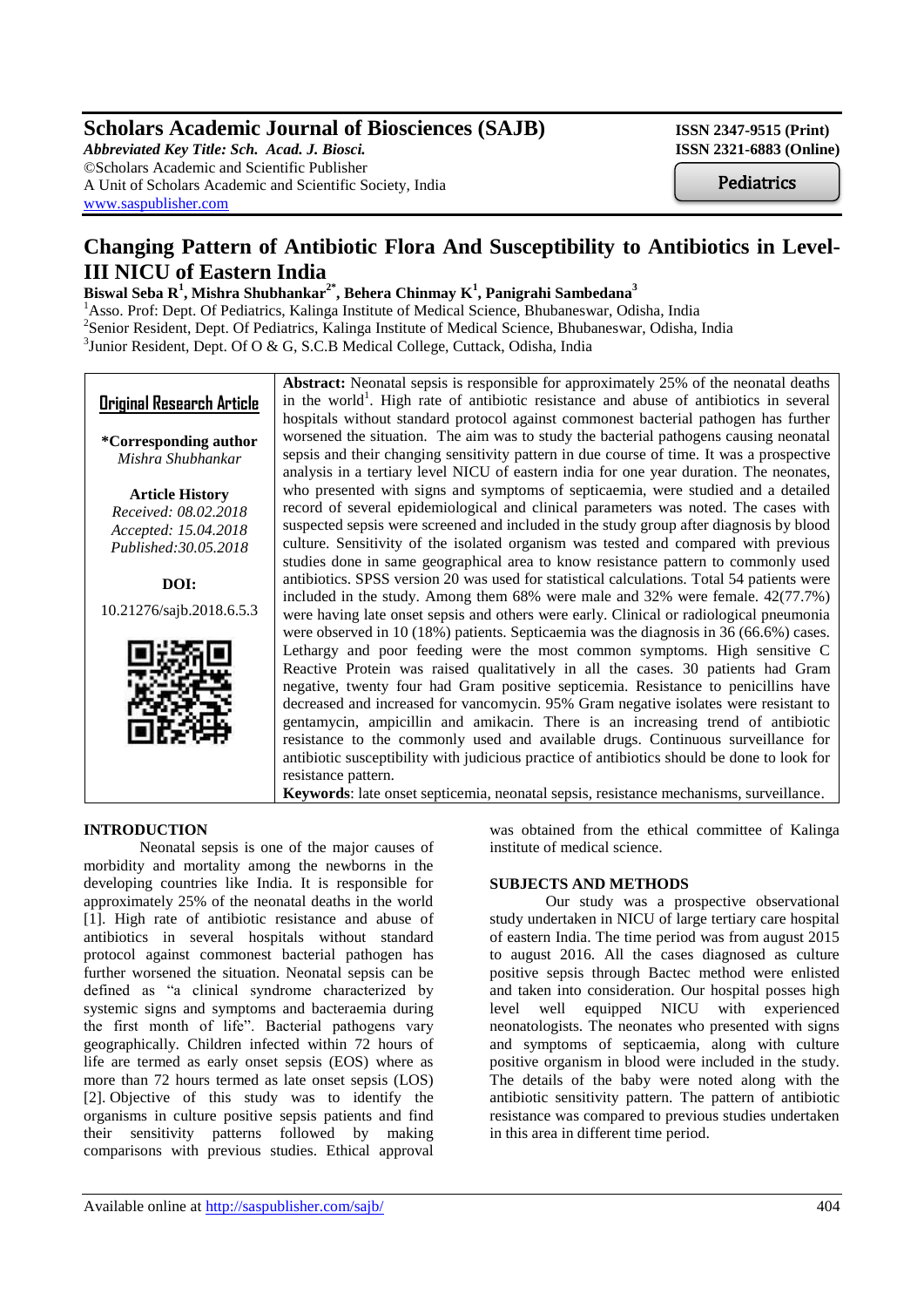**Scholars Academic Journal of Biosciences (SAJB)**
*Abbreviated Key Title: Sch. Acad. J. Biosci.*
©Scholars Academic and Scientific Publisher
A Unit of Scholars Academic and Scientific Society, India
www.saspublisher.com

**ISSN 2347-9515 (Print)**
**ISSN 2321-6883 (Online)**

Pediatrics

# Changing Pattern of Antibiotic Flora And Susceptibility to Antibiotics in Level-III NICU of Eastern India

**Biswal Seba R[1], Mishra Shubhankar[2*], Behera Chinmay K[1], Panigrahi Sambedana[3]**

[1]Asso. Prof: Dept. Of Pediatrics, Kalinga Institute of Medical Science, Bhubaneswar, Odisha, India
[2]Senior Resident, Dept. Of Pediatrics, Kalinga Institute of Medical Science, Bhubaneswar, Odisha, India
[3]Junior Resident, Dept. Of O & G, S.C.B Medical College, Cuttack, Odisha, India

**Original Research Article**

**\*Corresponding author**
*Mishra Shubhankar*

**Article History**
*Received: 08.02.2018*
*Accepted: 15.04.2018*
*Published:30.05.2018*

**DOI:**
10.21276/sajb.2018.6.5.3

**Abstract:** Neonatal sepsis is responsible for approximately 25% of the neonatal deaths in the world[1]. High rate of antibiotic resistance and abuse of antibiotics in several hospitals without standard protocol against commonest bacterial pathogen has further worsened the situation. The aim was to study the bacterial pathogens causing neonatal sepsis and their changing sensitivity pattern in due course of time. It was a prospective analysis in a tertiary level NICU of eastern india for one year duration. The neonates, who presented with signs and symptoms of septicaemia, were studied and a detailed record of several epidemiological and clinical parameters was noted. The cases with suspected sepsis were screened and included in the study group after diagnosis by blood culture. Sensitivity of the isolated organism was tested and compared with previous studies done in same geographical area to know resistance pattern to commonly used antibiotics. SPSS version 20 was used for statistical calculations. Total 54 patients were included in the study. Among them 68% were male and 32% were female. 42(77.7%) were having late onset sepsis and others were early. Clinical or radiological pneumonia were observed in 10 (18%) patients. Septicaemia was the diagnosis in 36 (66.6%) cases. Lethargy and poor feeding were the most common symptoms. High sensitive C Reactive Protein was raised qualitatively in all the cases. 30 patients had Gram negative, twenty four had Gram positive septicemia. Resistance to penicillins have decreased and increased for vancomycin. 95% Gram negative isolates were resistant to gentamycin, ampicillin and amikacin. There is an increasing trend of antibiotic resistance to the commonly used and available drugs. Continuous surveillance for antibiotic susceptibility with judicious practice of antibiotics should be done to look for resistance pattern.

**Keywords**: late onset septicemia, neonatal sepsis, resistance mechanisms, surveillance.

## INTRODUCTION

Neonatal sepsis is one of the major causes of morbidity and mortality among the newborns in the developing countries like India. It is responsible for approximately 25% of the neonatal deaths in the world [1]. High rate of antibiotic resistance and abuse of antibiotics in several hospitals without standard protocol against commonest bacterial pathogen has further worsened the situation. Neonatal sepsis can be defined as "a clinical syndrome characterized by systemic signs and symptoms and bacteraemia during the first month of life". Bacterial pathogens vary geographically. Children infected within 72 hours of life are termed as early onset sepsis (EOS) where as more than 72 hours termed as late onset sepsis (LOS) [2]. Objective of this study was to identify the organisms in culture positive sepsis patients and find their sensitivity patterns followed by making comparisons with previous studies. Ethical approval was obtained from the ethical committee of Kalinga institute of medical science.

## SUBJECTS AND METHODS

Our study was a prospective observational study undertaken in NICU of large tertiary care hospital of eastern India. The time period was from august 2015 to august 2016. All the cases diagnosed as culture positive sepsis through Bactec method were enlisted and taken into consideration. Our hospital posses high level well equipped NICU with experienced neonatologists. The neonates who presented with signs and symptoms of septicaemia, along with culture positive organism in blood were included in the study. The details of the baby were noted along with the antibiotic sensitivity pattern. The pattern of antibiotic resistance was compared to previous studies undertaken in this area in different time period.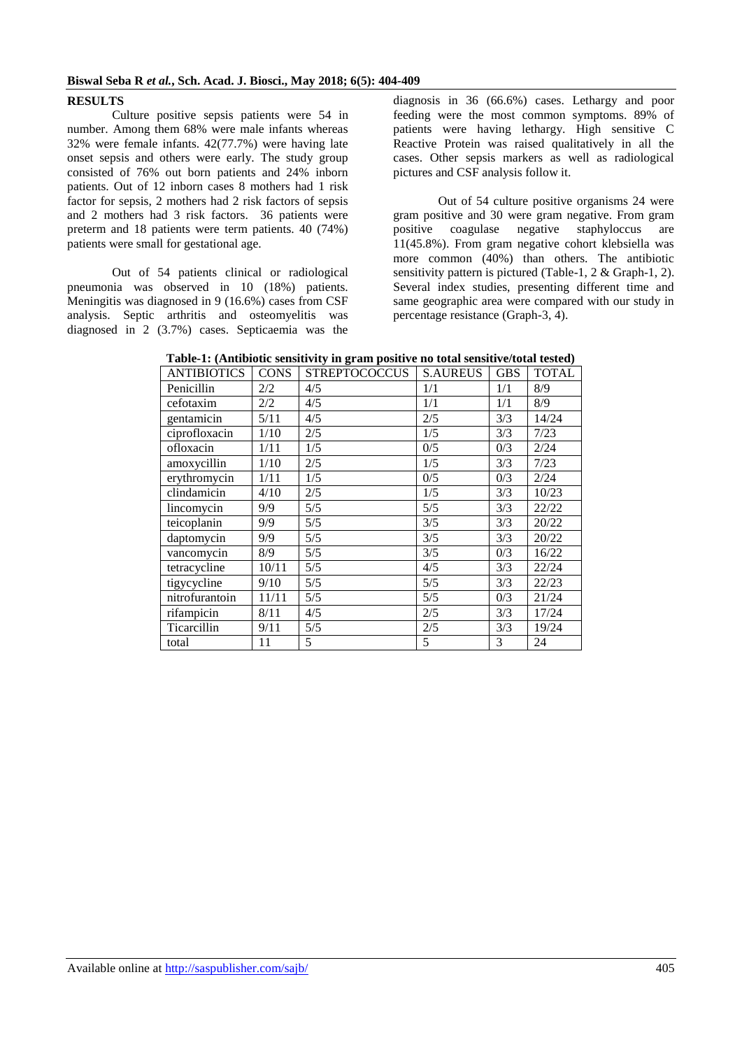## RESULTS

Culture positive sepsis patients were 54 in number. Among them 68% were male infants whereas 32% were female infants. 42(77.7%) were having late onset sepsis and others were early. The study group consisted of 76% out born patients and 24% inborn patients. Out of 12 inborn cases 8 mothers had 1 risk factor for sepsis, 2 mothers had 2 risk factors of sepsis and 2 mothers had 3 risk factors. 36 patients were preterm and 18 patients were term patients. 40 (74%) patients were small for gestational age.

Out of 54 patients clinical or radiological pneumonia was observed in 10 (18%) patients. Meningitis was diagnosed in 9 (16.6%) cases from CSF analysis. Septic arthritis and osteomyelitis was diagnosed in 2 (3.7%) cases. Septicaemia was the diagnosis in 36 (66.6%) cases. Lethargy and poor feeding were the most common symptoms. 89% of patients were having lethargy. High sensitive C Reactive Protein was raised qualitatively in all the cases. Other sepsis markers as well as radiological pictures and CSF analysis follow it.

Out of 54 culture positive organisms 24 were gram positive and 30 were gram negative. From gram positive coagulase negative staphyloccus are 11(45.8%). From gram negative cohort klebsiella was more common (40%) than others. The antibiotic sensitivity pattern is pictured (Table-1, 2 & Graph-1, 2). Several index studies, presenting different time and same geographic area were compared with our study in percentage resistance (Graph-3, 4).

**Table-1: (Antibiotic sensitivity in gram positive no total sensitive/total tested)**

| ANTIBIOTICS | CONS | STREPTOCOCCUS | S.AUREUS | GBS | TOTAL |
|---|---|---|---|---|---|
| Penicillin | 2/2 | 4/5 | 1/1 | 1/1 | 8/9 |
| cefotaxim | 2/2 | 4/5 | 1/1 | 1/1 | 8/9 |
| gentamicin | 5/11 | 4/5 | 2/5 | 3/3 | 14/24 |
| ciprofloxacin | 1/10 | 2/5 | 1/5 | 3/3 | 7/23 |
| ofloxacin | 1/11 | 1/5 | 0/5 | 0/3 | 2/24 |
| amoxycillin | 1/10 | 2/5 | 1/5 | 3/3 | 7/23 |
| erythromycin | 1/11 | 1/5 | 0/5 | 0/3 | 2/24 |
| clindamicin | 4/10 | 2/5 | 1/5 | 3/3 | 10/23 |
| lincomycin | 9/9 | 5/5 | 5/5 | 3/3 | 22/22 |
| teicoplanin | 9/9 | 5/5 | 3/5 | 3/3 | 20/22 |
| daptomycin | 9/9 | 5/5 | 3/5 | 3/3 | 20/22 |
| vancomycin | 8/9 | 5/5 | 3/5 | 0/3 | 16/22 |
| tetracycline | 10/11 | 5/5 | 4/5 | 3/3 | 22/24 |
| tigycycline | 9/10 | 5/5 | 5/5 | 3/3 | 22/23 |
| nitrofurantoin | 11/11 | 5/5 | 5/5 | 0/3 | 21/24 |
| rifampicin | 8/11 | 4/5 | 2/5 | 3/3 | 17/24 |
| Ticarcillin | 9/11 | 5/5 | 2/5 | 3/3 | 19/24 |
| total | 11 | 5 | 5 | 3 | 24 |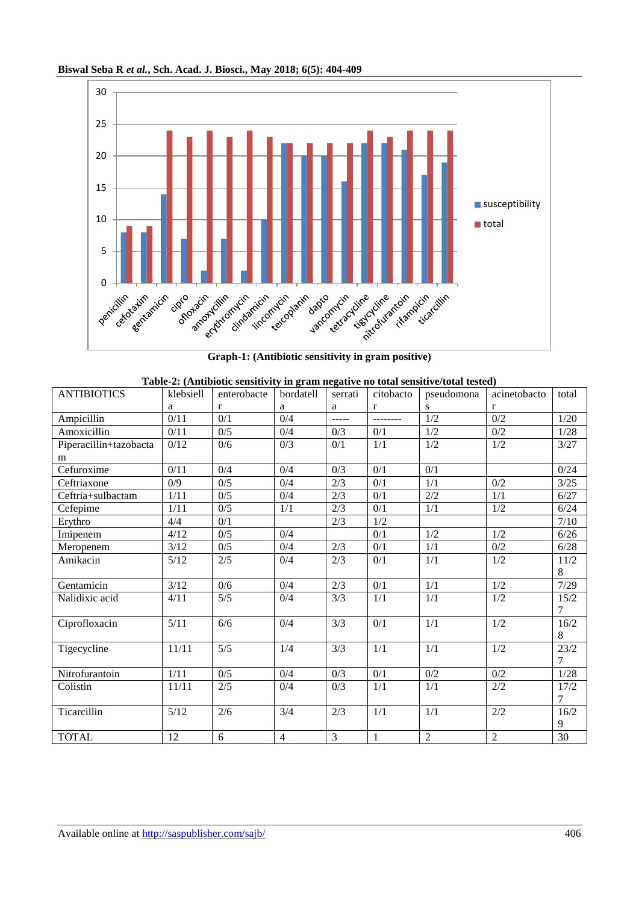Graph-1: (Antibiotic sensitivity in gram positive)

**Table-2: (Antibiotic sensitivity in gram negative no total sensitive/total tested)**

| ANTIBIOTICS | klebsiella | enterobacter | bordatella | serratia | citobactor | pseudomonas | acinetobactor | total |
|---|---|---|---|---|---|---|---|---|
| Ampicillin | 0/11 | 0/1 | 0/4 | ----- | -------- | 1/2 | 0/2 | 1/20 |
| Amoxicillin | 0/11 | 0/5 | 0/4 | 0/3 | 0/1 | 1/2 | 0/2 | 1/28 |
| Piperacillin+tazobactam | 0/12 | 0/6 | 0/3 | 0/1 | 1/1 | 1/2 | 1/2 | 3/27 |
| Cefuroxime | 0/11 | 0/4 | 0/4 | 0/3 | 0/1 | 0/1 | | 0/24 |
| Ceftriaxone | 0/9 | 0/5 | 0/4 | 2/3 | 0/1 | 1/1 | 0/2 | 3/25 |
| Ceftria+sulbactam | 1/11 | 0/5 | 0/4 | 2/3 | 0/1 | 2/2 | 1/1 | 6/27 |
| Cefepime | 1/11 | 0/5 | 1/1 | 2/3 | 0/1 | 1/1 | 1/2 | 6/24 |
| Erythro | 4/4 | 0/1 | | 2/3 | 1/2 | | | 7/10 |
| Imipenem | 4/12 | 0/5 | 0/4 | | 0/1 | 1/2 | 1/2 | 6/26 |
| Meropenem | 3/12 | 0/5 | 0/4 | 2/3 | 0/1 | 1/1 | 0/2 | 6/28 |
| Amikacin | 5/12 | 2/5 | 0/4 | 2/3 | 0/1 | 1/1 | 1/2 | 11/28 |
| Gentamicin | 3/12 | 0/6 | 0/4 | 2/3 | 0/1 | 1/1 | 1/2 | 7/29 |
| Nalidixic acid | 4/11 | 5/5 | 0/4 | 3/3 | 1/1 | 1/1 | 1/2 | 15/27 |
| Ciprofloxacin | 5/11 | 6/6 | 0/4 | 3/3 | 0/1 | 1/1 | 1/2 | 16/28 |
| Tigecycline | 11/11 | 5/5 | 1/4 | 3/3 | 1/1 | 1/1 | 1/2 | 23/27 |
| Nitrofurantoin | 1/11 | 0/5 | 0/4 | 0/3 | 0/1 | 0/2 | 0/2 | 1/28 |
| Colistin | 11/11 | 2/5 | 0/4 | 0/3 | 1/1 | 1/1 | 2/2 | 17/27 |
| Ticarcillin | 5/12 | 2/6 | 3/4 | 2/3 | 1/1 | 1/1 | 2/2 | 16/29 |
| TOTAL | 12 | 6 | 4 | 3 | 1 | 2 | 2 | 30 |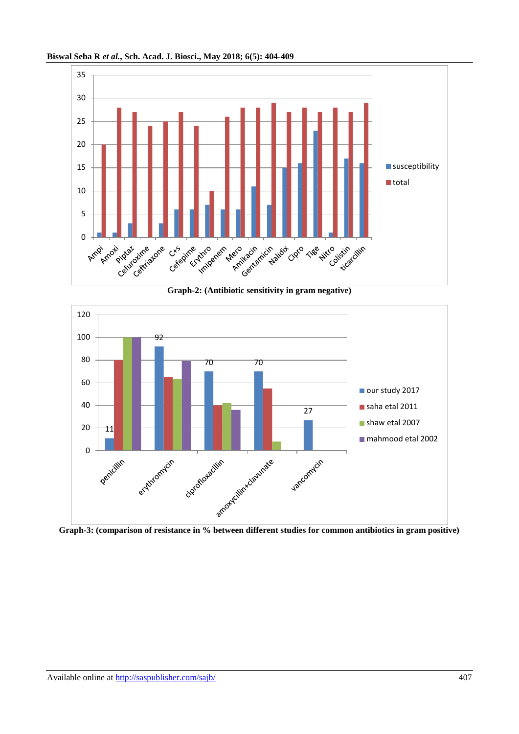Graph-2: (Antibiotic sensitivity in gram negative)

Graph-3: (comparison of resistance in % between different studies for common antibiotics in gram positive)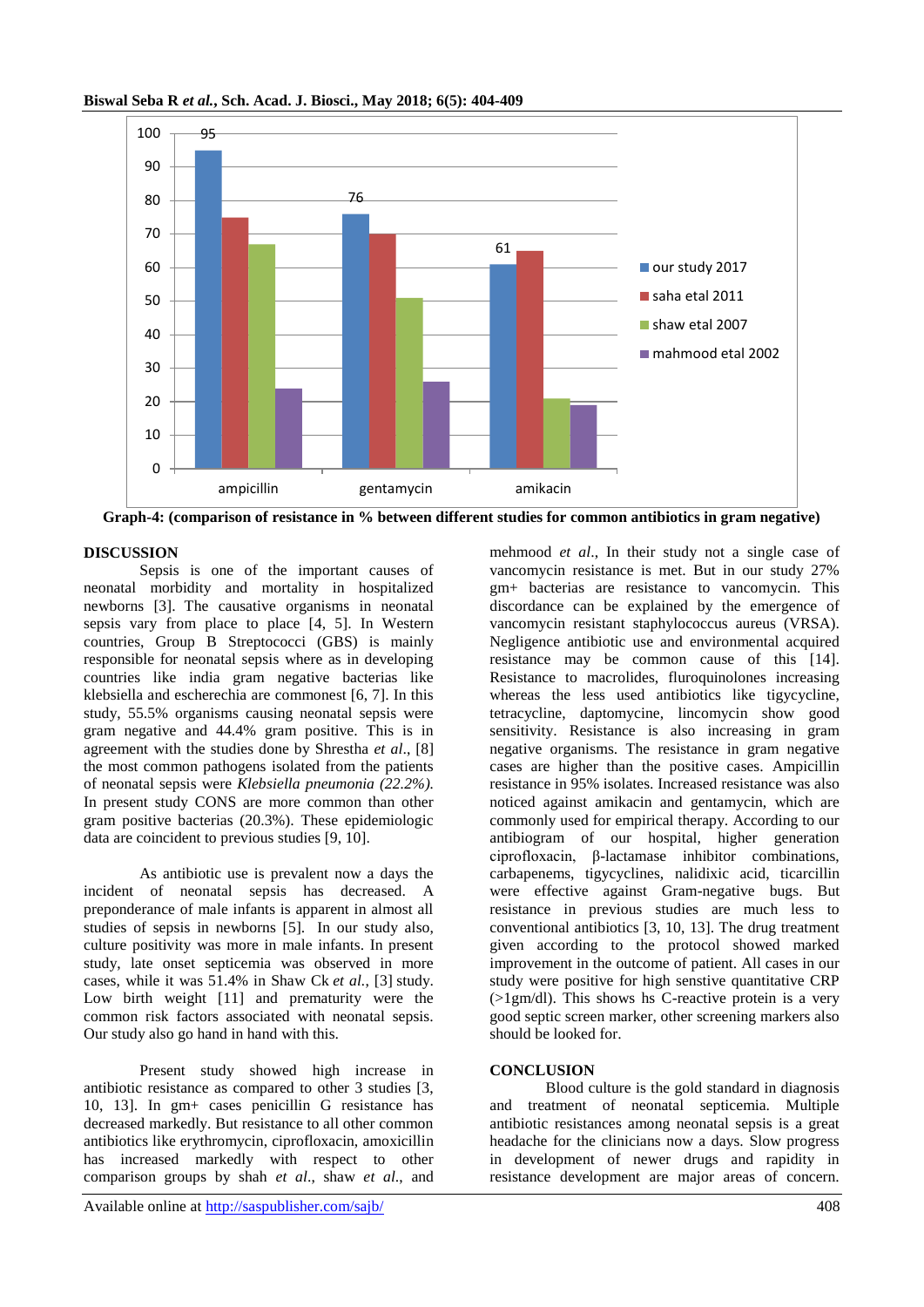Graph-4: (comparison of resistance in % between different studies for common antibiotics in gram negative)

## DISCUSSION

Sepsis is one of the important causes of neonatal morbidity and mortality in hospitalized newborns [3]. The causative organisms in neonatal sepsis vary from place to place [4, 5]. In Western countries, Group B Streptococci (GBS) is mainly responsible for neonatal sepsis where as in developing countries like india gram negative bacterias like klebsiella and escherechia are commonest [6, 7]. In this study, 55.5% organisms causing neonatal sepsis were gram negative and 44.4% gram positive. This is in agreement with the studies done by Shrestha *et al*., [8] the most common pathogens isolated from the patients of neonatal sepsis were *Klebsiella pneumonia (22.2%).* In present study CONS are more common than other gram positive bacterias (20.3%). These epidemiologic data are coincident to previous studies [9, 10].

As antibiotic use is prevalent now a days the incident of neonatal sepsis has decreased. A preponderance of male infants is apparent in almost all studies of sepsis in newborns [5]. In our study also, culture positivity was more in male infants. In present study, late onset septicemia was observed in more cases, while it was 51.4% in Shaw Ck *et al.*, [3] study. Low birth weight [11] and prematurity were the common risk factors associated with neonatal sepsis. Our study also go hand in hand with this.

Present study showed high increase in antibiotic resistance as compared to other 3 studies [3, 10, 13]. In gm+ cases penicillin G resistance has decreased markedly. But resistance to all other common antibiotics like erythromycin, ciprofloxacin, amoxicillin has increased markedly with respect to other comparison groups by shah *et al*., shaw *et al*., and mehmood *et al*., In their study not a single case of vancomycin resistance is met. But in our study 27% gm+ bacterias are resistance to vancomycin. This discordance can be explained by the emergence of vancomycin resistant staphylococcus aureus (VRSA). Negligence antibiotic use and environmental acquired resistance may be common cause of this [14]. Resistance to macrolides, fluroquinolones increasing whereas the less used antibiotics like tigycycline, tetracycline, daptomycine, lincomycin show good sensitivity. Resistance is also increasing in gram negative organisms. The resistance in gram negative cases are higher than the positive cases. Ampicillin resistance in 95% isolates. Increased resistance was also noticed against amikacin and gentamycin, which are commonly used for empirical therapy. According to our antibiogram of our hospital, higher generation ciprofloxacin, β-lactamase inhibitor combinations, carbapenems, tigycyclines, nalidixic acid, ticarcillin were effective against Gram-negative bugs. But resistance in previous studies are much less to conventional antibiotics [3, 10, 13]. The drug treatment given according to the protocol showed marked improvement in the outcome of patient. All cases in our study were positive for high senstive quantitative CRP (>1gm/dl). This shows hs C-reactive protein is a very good septic screen marker, other screening markers also should be looked for.

## CONCLUSION

Blood culture is the gold standard in diagnosis and treatment of neonatal septicemia. Multiple antibiotic resistances among neonatal sepsis is a great headache for the clinicians now a days. Slow progress in development of newer drugs and rapidity in resistance development are major areas of concern.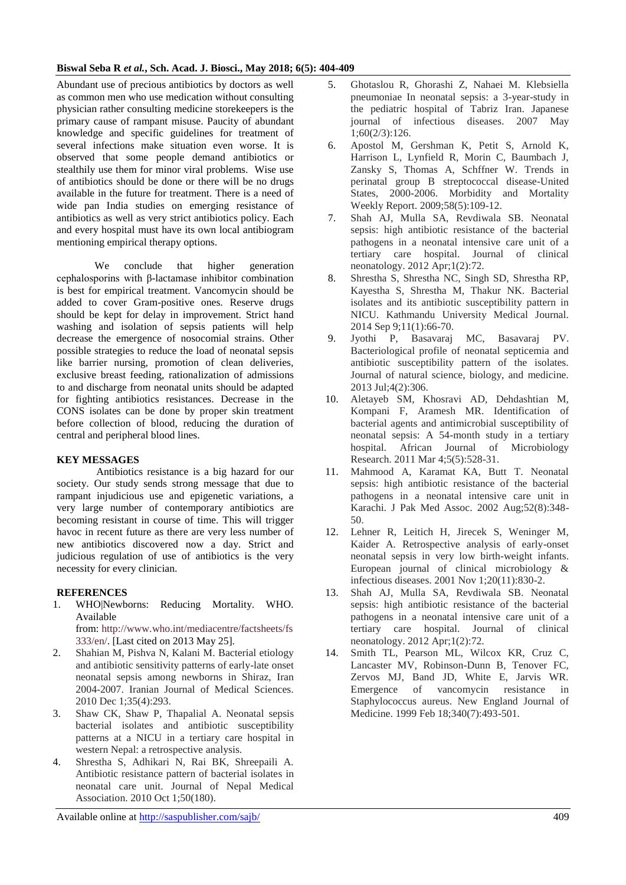Abundant use of precious antibiotics by doctors as well as common men who use medication without consulting physician rather consulting medicine storekeepers is the primary cause of rampant misuse. Paucity of abundant knowledge and specific guidelines for treatment of several infections make situation even worse. It is observed that some people demand antibiotics or stealthily use them for minor viral problems. Wise use of antibiotics should be done or there will be no drugs available in the future for treatment. There is a need of wide pan India studies on emerging resistance of antibiotics as well as very strict antibiotics policy. Each and every hospital must have its own local antibiogram mentioning empirical therapy options.

We conclude that higher generation cephalosporins with β-lactamase inhibitor combination is best for empirical treatment. Vancomycin should be added to cover Gram-positive ones. Reserve drugs should be kept for delay in improvement. Strict hand washing and isolation of sepsis patients will help decrease the emergence of nosocomial strains. Other possible strategies to reduce the load of neonatal sepsis like barrier nursing, promotion of clean deliveries, exclusive breast feeding, rationalization of admissions to and discharge from neonatal units should be adapted for fighting antibiotics resistances. Decrease in the CONS isolates can be done by proper skin treatment before collection of blood, reducing the duration of central and peripheral blood lines.

## KEY MESSAGES

Antibiotics resistance is a big hazard for our society. Our study sends strong message that due to rampant injudicious use and epigenetic variations, a very large number of contemporary antibiotics are becoming resistant in course of time. This will trigger havoc in recent future as there are very less number of new antibiotics discovered now a day. Strict and judicious regulation of use of antibiotics is the very necessity for every clinician.

## REFERENCES

1. WHO|Newborns: Reducing Mortality. WHO. Available from: http://www.who.int/mediacentre/factsheets/fs333/en/. [Last cited on 2013 May 25].
2. Shahian M, Pishva N, Kalani M. Bacterial etiology and antibiotic sensitivity patterns of early-late onset neonatal sepsis among newborns in Shiraz, Iran 2004-2007. Iranian Journal of Medical Sciences. 2010 Dec 1;35(4):293.
3. Shaw CK, Shaw P, Thapalial A. Neonatal sepsis bacterial isolates and antibiotic susceptibility patterns at a NICU in a tertiary care hospital in western Nepal: a retrospective analysis.
4. Shrestha S, Adhikari N, Rai BK, Shreepaili A. Antibiotic resistance pattern of bacterial isolates in neonatal care unit. Journal of Nepal Medical Association. 2010 Oct 1;50(180).
5. Ghotaslou R, Ghorashi Z, Nahaei M. Klebsiella pneumoniae In neonatal sepsis: a 3-year-study in the pediatric hospital of Tabriz Iran. Japanese journal of infectious diseases. 2007 May 1;60(2/3):126.
6. Apostol M, Gershman K, Petit S, Arnold K, Harrison L, Lynfield R, Morin C, Baumbach J, Zansky S, Thomas A, Schffner W. Trends in perinatal group B streptococcal disease-United States, 2000-2006. Morbidity and Mortality Weekly Report. 2009;58(5):109-12.
7. Shah AJ, Mulla SA, Revdiwala SB. Neonatal sepsis: high antibiotic resistance of the bacterial pathogens in a neonatal intensive care unit of a tertiary care hospital. Journal of clinical neonatology. 2012 Apr;1(2):72.
8. Shrestha S, Shrestha NC, Singh SD, Shrestha RP, Kayestha S, Shrestha M, Thakur NK. Bacterial isolates and its antibiotic susceptibility pattern in NICU. Kathmandu University Medical Journal. 2014 Sep 9;11(1):66-70.
9. Jyothi P, Basavaraj MC, Basavaraj PV. Bacteriological profile of neonatal septicemia and antibiotic susceptibility pattern of the isolates. Journal of natural science, biology, and medicine. 2013 Jul;4(2):306.
10. Aletayeb SM, Khosravi AD, Dehdashtian M, Kompani F, Aramesh MR. Identification of bacterial agents and antimicrobial susceptibility of neonatal sepsis: A 54-month study in a tertiary hospital. African Journal of Microbiology Research. 2011 Mar 4;5(5):528-31.
11. Mahmood A, Karamat KA, Butt T. Neonatal sepsis: high antibiotic resistance of the bacterial pathogens in a neonatal intensive care unit in Karachi. J Pak Med Assoc. 2002 Aug;52(8):348-50.
12. Lehner R, Leitich H, Jirecek S, Weninger M, Kaider A. Retrospective analysis of early-onset neonatal sepsis in very low birth-weight infants. European journal of clinical microbiology & infectious diseases. 2001 Nov 1;20(11):830-2.
13. Shah AJ, Mulla SA, Revdiwala SB. Neonatal sepsis: high antibiotic resistance of the bacterial pathogens in a neonatal intensive care unit of a tertiary care hospital. Journal of clinical neonatology. 2012 Apr;1(2):72.
14. Smith TL, Pearson ML, Wilcox KR, Cruz C, Lancaster MV, Robinson-Dunn B, Tenover FC, Zervos MJ, Band JD, White E, Jarvis WR. Emergence of vancomycin resistance in Staphylococcus aureus. New England Journal of Medicine. 1999 Feb 18;340(7):493-501.